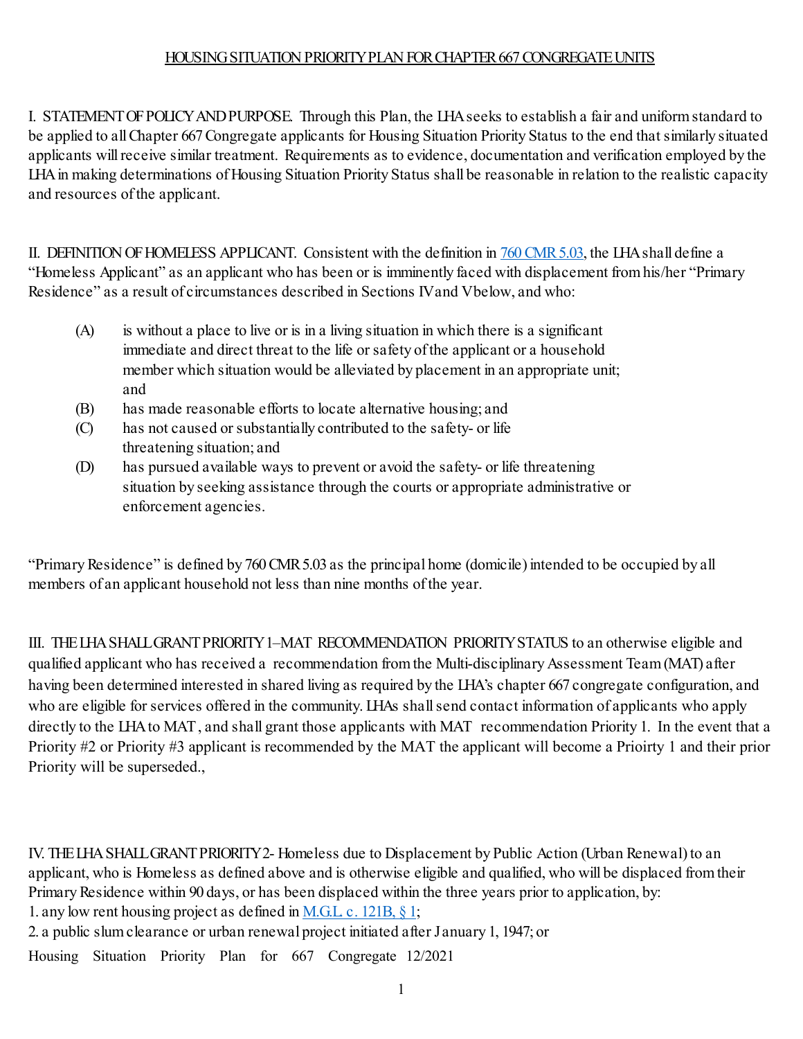# HOUSING SITUATION PRIORITY PLAN FOR CHAPTER 667 CONGREGATE UNITS

I. STATEMENT OF POLICY AND PURPOSE. Through this Plan, the LHA seeks to establish a fair and uniform standard to be applied to all Chapter 667 Congregate applicants for Housing Situation Priority Status to the end that similarly situated applicants will receive similar treatment. Requirements as to evidence, documentation and verification employed by the LHA in making determinations of Housing Situation Priority Status shall be reasonable in relation to the realistic capacity and resources of the applicant.

II. DEFINITION OF HOMELESS APPLICANT. Consistent with the definition in 760 CMR 5.03, the LHA shall define a "Homeless Applicant" as an applicant who has been or is imminently faced with displacement from his/her "Primary Residence" as a result of circumstances described in Sections IV and V below, and who:

(A) is without a place to live or is in a living situation in which there is a significant immediate and direct threat to the life or safety of the applicant or a household member which situation would be alleviated by placement in an appropriate unit; and

(B) has made reasonable efforts to locate alternative housing; and

(C) has not caused or substantially contributed to the safety- or life threatening situation; and

(D) has pursued available ways to prevent or avoid the safety- or life threatening situation by seeking assistance through the courts or appropriate administrative or enforcement agencies.

"Primary Residence" is defined by 760 CMR 5.03 as the principal home (domicile) intended to be occupied by all members of an applicant household not less than nine months of the year.

III. THE LHA SHALL GRANT PRIORITY 1–MAT RECOMMENDATION PRIORITY STATUS to an otherwise eligible and qualified applicant who has received a recommendation from the Multi-disciplinary Assessment Team (MAT) after having been determined interested in shared living as required by the LHA's chapter 667 congregate configuration, and who are eligible for services offered in the community. LHAs shall send contact information of applicants who apply directly to the LHA to MAT, and shall grant those applicants with MAT recommendation Priority 1. In the event that a Priority #2 or Priority #3 applicant is recommended by the MAT the applicant will become a Prioirty 1 and their prior Priority will be superseded.,

IV. THE LHA SHALL GRANT PRIORITY 2- Homeless due to Displacement by Public Action (Urban Renewal) to an applicant, who is Homeless as defined above and is otherwise eligible and qualified, who will be displaced from their Primary Residence within 90 days, or has been displaced within the three years prior to application, by:

1. any low rent housing project as defined in M.G.L. c. 121B, § 1;
2. a public slum clearance or urban renewal project initiated after January 1, 1947; or

Housing Situation Priority Plan for 667 Congregate 12/2021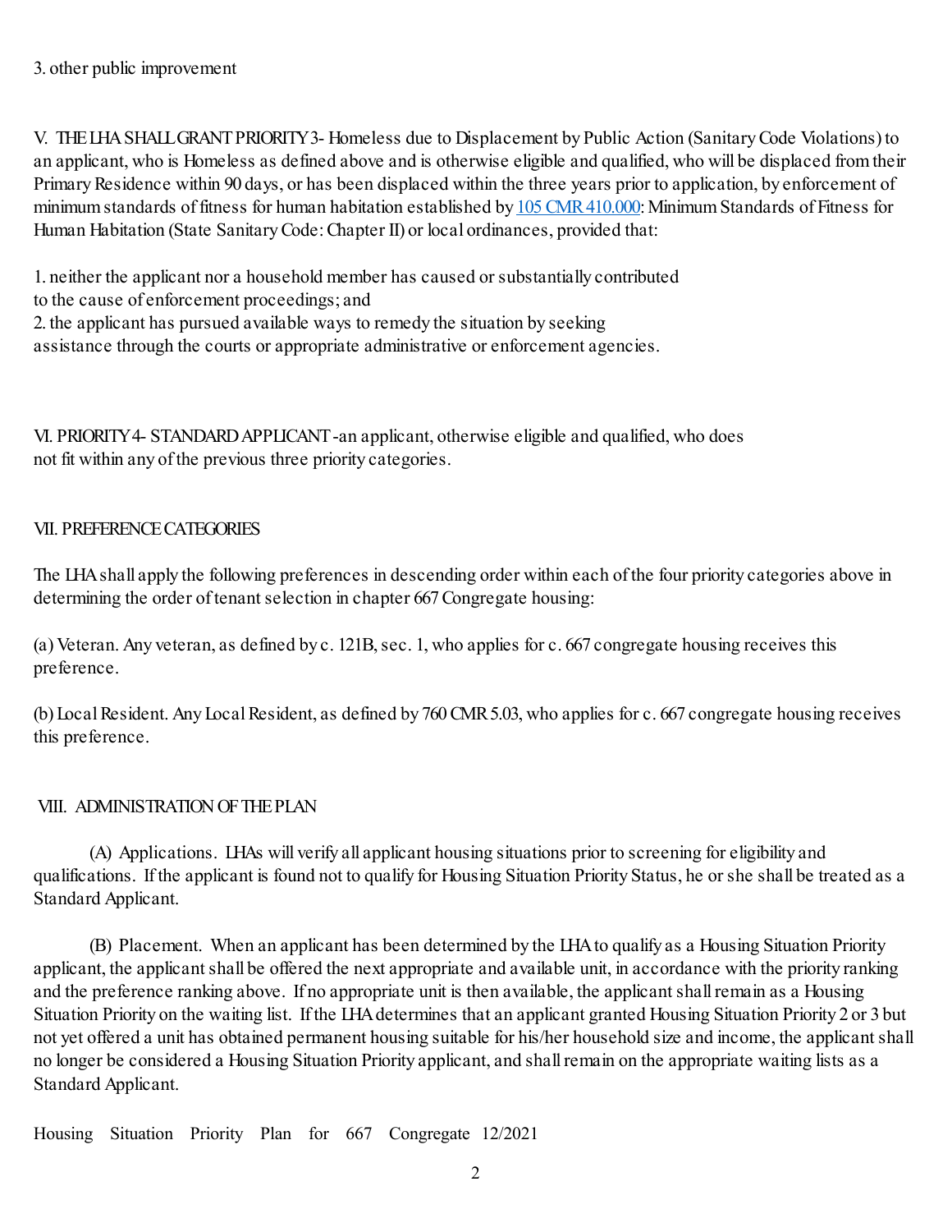3. other public improvement

V. THE LHA SHALL GRANT PRIORITY 3- Homeless due to Displacement by Public Action (Sanitary Code Violations) to an applicant, who is Homeless as defined above and is otherwise eligible and qualified, who will be displaced from their Primary Residence within 90 days, or has been displaced within the three years prior to application, by enforcement of minimum standards of fitness for human habitation established by [105 CMR 410.000](): Minimum Standards of Fitness for Human Habitation (State Sanitary Code: Chapter II) or local ordinances, provided that:

1. neither the applicant nor a household member has caused or substantially contributed to the cause of enforcement proceedings; and
2. the applicant has pursued available ways to remedy the situation by seeking assistance through the courts or appropriate administrative or enforcement agencies.

VI. PRIORITY 4- STANDARD APPLICANT -an applicant, otherwise eligible and qualified, who does not fit within any of the previous three priority categories.

VII. PREFERENCE CATEGORIES

The LHA shall apply the following preferences in descending order within each of the four priority categories above in determining the order of tenant selection in chapter 667 Congregate housing:

(a) Veteran. Any veteran, as defined by c. 121B, sec. 1, who applies for c. 667 congregate housing receives this preference.

(b) Local Resident. Any Local Resident, as defined by 760 CMR 5.03, who applies for c. 667 congregate housing receives this preference.

VIII. ADMINISTRATION OF THE PLAN

(A) Applications. LHAs will verify all applicant housing situations prior to screening for eligibility and qualifications. If the applicant is found not to qualify for Housing Situation Priority Status, he or she shall be treated as a Standard Applicant.

(B) Placement. When an applicant has been determined by the LHA to qualify as a Housing Situation Priority applicant, the applicant shall be offered the next appropriate and available unit, in accordance with the priority ranking and the preference ranking above. If no appropriate unit is then available, the applicant shall remain as a Housing Situation Priority on the waiting list. If the LHA determines that an applicant granted Housing Situation Priority 2 or 3 but not yet offered a unit has obtained permanent housing suitable for his/her household size and income, the applicant shall no longer be considered a Housing Situation Priority applicant, and shall remain on the appropriate waiting lists as a Standard Applicant.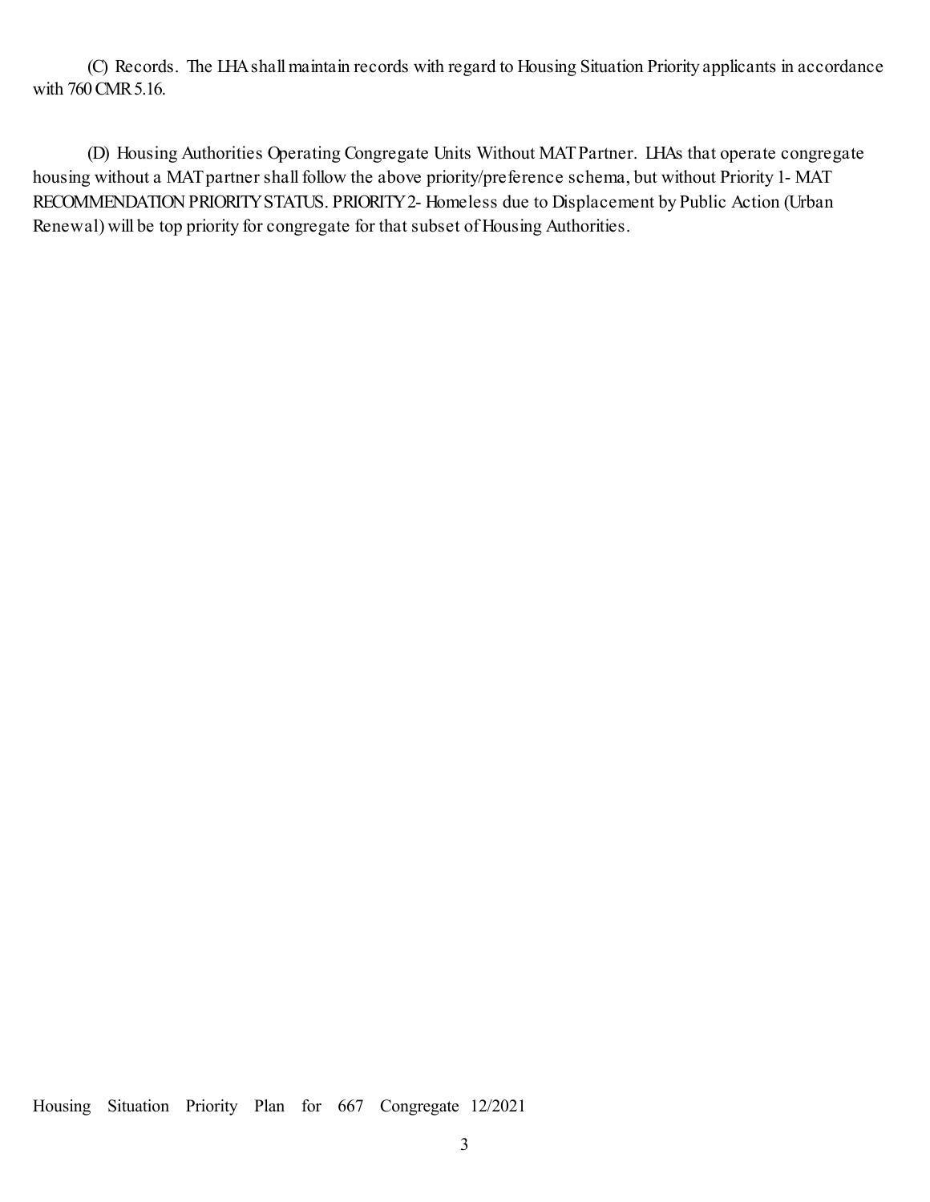(C) Records. The LHA shall maintain records with regard to Housing Situation Priority applicants in accordance with 760 CMR 5.16.

(D) Housing Authorities Operating Congregate Units Without MAT Partner. LHAs that operate congregate housing without a MAT partner shall follow the above priority/preference schema, but without Priority 1- MAT RECOMMENDATION PRIORITY STATUS. PRIORITY 2- Homeless due to Displacement by Public Action (Urban Renewal) will be top priority for congregate for that subset of Housing Authorities.